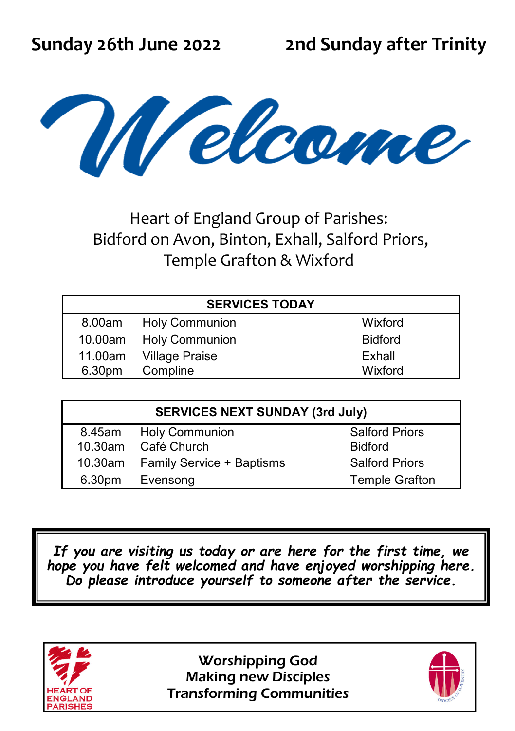**Sunday 26th June 2022** **2nd Sunday after Trinity**

# Welcome

Heart of England Group of Parishes:
Bidford on Avon, Binton, Exhall, Salford Priors,
Temple Grafton & Wixford

| SERVICES TODAY | | |
|---|---|---|
| 8.00am | Holy Communion | Wixford |
| 10.00am | Holy Communion | Bidford |
| 11.00am | Village Praise | Exhall |
| 6.30pm | Compline | Wixford |

| SERVICES NEXT SUNDAY (3rd July) | | |
|---|---|---|
| 8.45am | Holy Communion | Salford Priors |
| 10.30am | Café Church | Bidford |
| 10.30am | Family Service + Baptisms | Salford Priors |
| 6.30pm | Evensong | Temple Grafton |

***If you are visiting us today or are here for the first time, we hope you have felt welcomed and have enjoyed worshipping here. Do please introduce yourself to someone after the service.***

HEART OF ENGLAND PARISHES

**Worshipping God**
**Making new Disciples**
**Transforming Communities**

DIOCESE OF COVENTRY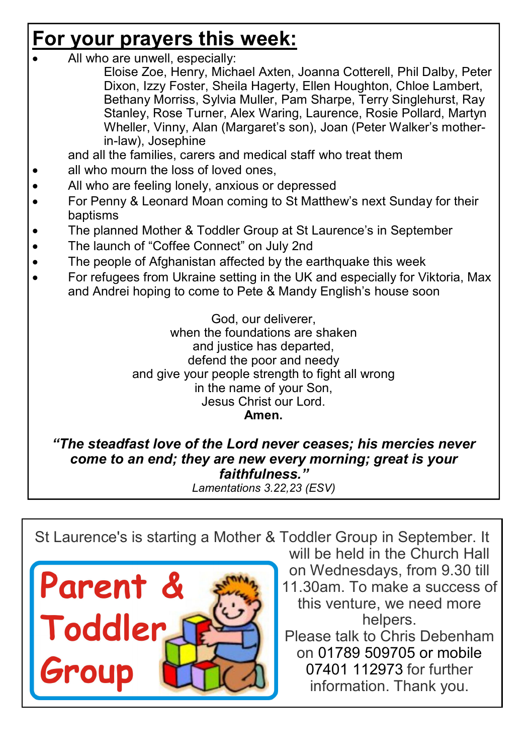# For your prayers this week:

- All who are unwell, especially:

  Eloise Zoe, Henry, Michael Axten, Joanna Cotterell, Phil Dalby, Peter Dixon, Izzy Foster, Sheila Hagerty, Ellen Houghton, Chloe Lambert, Bethany Morriss, Sylvia Muller, Pam Sharpe, Terry Singlehurst, Ray Stanley, Rose Turner, Alex Waring, Laurence, Rosie Pollard, Martyn Wheller, Vinny, Alan (Margaret's son), Joan (Peter Walker's mother-in-law), Josephine

  and all the families, carers and medical staff who treat them
- all who mourn the loss of loved ones,
- All who are feeling lonely, anxious or depressed
- For Penny & Leonard Moan coming to St Matthew's next Sunday for their baptisms
- The planned Mother & Toddler Group at St Laurence's in September
- The launch of "Coffee Connect" on July 2nd
- The people of Afghanistan affected by the earthquake this week
- For refugees from Ukraine setting in the UK and especially for Viktoria, Max and Andrei hoping to come to Pete & Mandy English's house soon

God, our deliverer,
when the foundations are shaken
and justice has departed,
defend the poor and needy
and give your people strength to fight all wrong
in the name of your Son,
Jesus Christ our Lord.
**Amen.**

***"The steadfast love of the Lord never ceases; his mercies never come to an end; they are new every morning; great is your faithfulness."***
*Lamentations 3.22,23 (ESV)*

---

**Parent & Toddler Group**

St Laurence's is starting a Mother & Toddler Group in September. It will be held in the Church Hall on Wednesdays, from 9.30 till 11.30am. To make a success of this venture, we need more helpers.
Please talk to Chris Debenham on 01789 509705 or mobile 07401 112973 for further information. Thank you.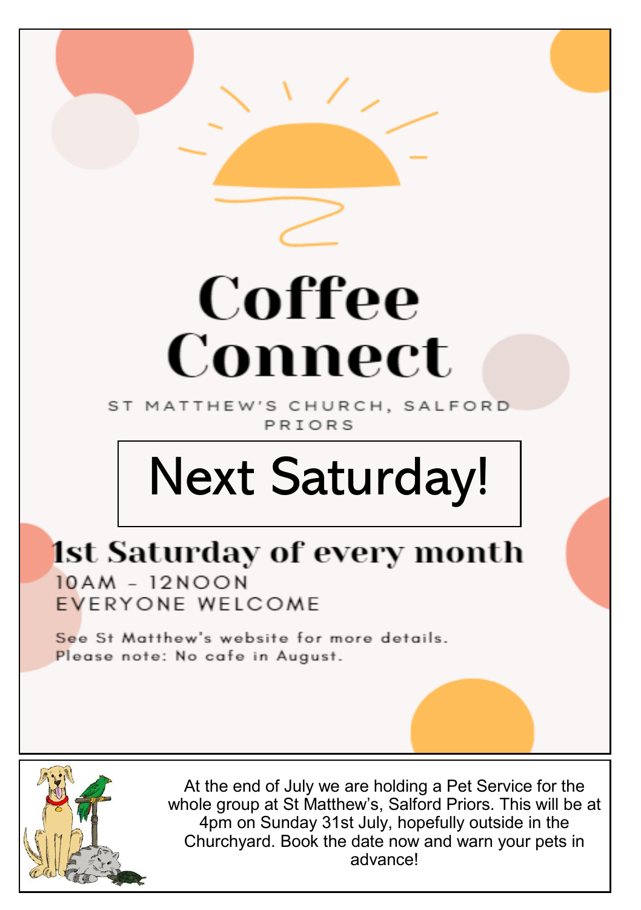# Coffee Connect

ST MATTHEW'S CHURCH, SALFORD PRIORS

## Next Saturday!

## 1st Saturday of every month

10AM - 12NOON
EVERYONE WELCOME

See St Matthew's website for more details.
Please note: No cafe in August.

---

At the end of July we are holding a Pet Service for the whole group at St Matthew's, Salford Priors. This will be at 4pm on Sunday 31st July, hopefully outside in the Churchyard. Book the date now and warn your pets in advance!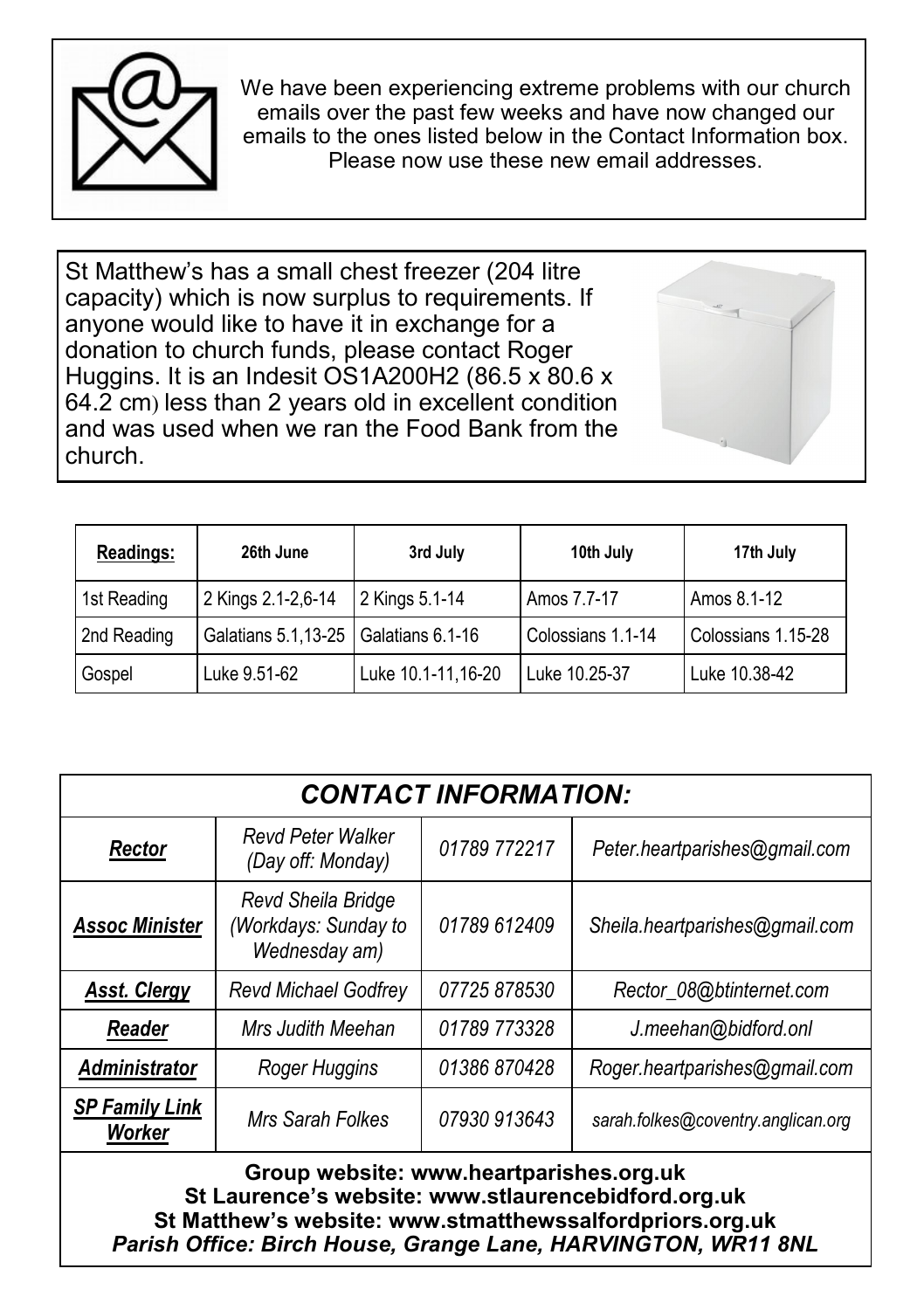We have been experiencing extreme problems with our church emails over the past few weeks and have now changed our emails to the ones listed below in the Contact Information box. Please now use these new email addresses.

St Matthew's has a small chest freezer (204 litre capacity) which is now surplus to requirements. If anyone would like to have it in exchange for a donation to church funds, please contact Roger Huggins. It is an Indesit OS1A200H2 (86.5 x 80.6 x 64.2 cm) less than 2 years old in excellent condition and was used when we ran the Food Bank from the church.

| **Readings:** | **26th June** | **3rd July** | **10th July** | **17th July** |
|---|---|---|---|---|
| 1st Reading | 2 Kings 2.1-2,6-14 | 2 Kings 5.1-14 | Amos 7.7-17 | Amos 8.1-12 |
| 2nd Reading | Galatians 5.1,13-25 | Galatians 6.1-16 | Colossians 1.1-14 | Colossians 1.15-28 |
| Gospel | Luke 9.51-62 | Luke 10.1-11,16-20 | Luke 10.25-37 | Luke 10.38-42 |

## *CONTACT INFORMATION:*

| | | | |
|---|---|---|---|
| ***Rector*** | *Revd Peter Walker (Day off: Monday)* | *01789 772217* | *Peter.heartparishes@gmail.com* |
| ***Assoc Minister*** | *Revd Sheila Bridge (Workdays: Sunday to Wednesday am)* | *01789 612409* | *Sheila.heartparishes@gmail.com* |
| ***Asst. Clergy*** | *Revd Michael Godfrey* | *07725 878530* | *Rector_08@btinternet.com* |
| ***Reader*** | *Mrs Judith Meehan* | *01789 773328* | *J.meehan@bidford.onl* |
| ***Administrator*** | *Roger Huggins* | *01386 870428* | *Roger.heartparishes@gmail.com* |
| ***SP Family Link Worker*** | *Mrs Sarah Folkes* | *07930 913643* | *sarah.folkes@coventry.anglican.org* |

**Group website: www.heartparishes.org.uk**
**St Laurence's website: www.stlaurencebidford.org.uk**
**St Matthew's website: www.stmatthewssalfordpriors.org.uk**
***Parish Office: Birch House, Grange Lane, HARVINGTON, WR11 8NL***